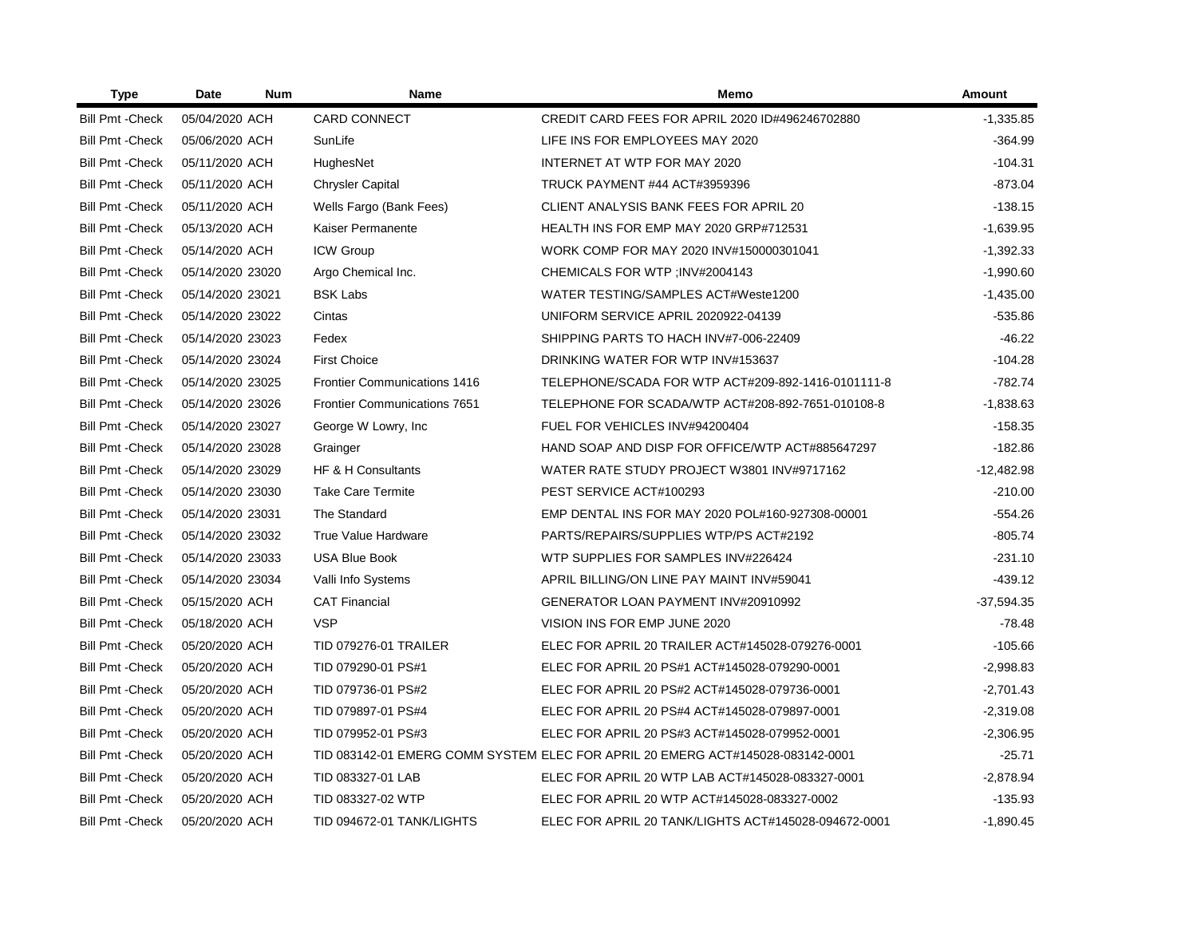| Type | Date | Num | Name | Memo | Amount |
|---|---|---|---|---|---|
| Bill Pmt -Check | 05/04/2020 | ACH | CARD CONNECT | CREDIT CARD FEES FOR APRIL 2020 ID#496246702880 | -1,335.85 |
| Bill Pmt -Check | 05/06/2020 | ACH | SunLife | LIFE INS FOR EMPLOYEES MAY 2020 | -364.99 |
| Bill Pmt -Check | 05/11/2020 | ACH | HughesNet | INTERNET AT WTP FOR MAY 2020 | -104.31 |
| Bill Pmt -Check | 05/11/2020 | ACH | Chrysler Capital | TRUCK PAYMENT #44 ACT#3959396 | -873.04 |
| Bill Pmt -Check | 05/11/2020 | ACH | Wells Fargo (Bank Fees) | CLIENT ANALYSIS BANK FEES FOR APRIL 20 | -138.15 |
| Bill Pmt -Check | 05/13/2020 | ACH | Kaiser Permanente | HEALTH INS FOR EMP MAY 2020 GRP#712531 | -1,639.95 |
| Bill Pmt -Check | 05/14/2020 | ACH | ICW Group | WORK COMP FOR MAY 2020 INV#150000301041 | -1,392.33 |
| Bill Pmt -Check | 05/14/2020 | 23020 | Argo Chemical Inc. | CHEMICALS FOR WTP ;INV#2004143 | -1,990.60 |
| Bill Pmt -Check | 05/14/2020 | 23021 | BSK Labs | WATER TESTING/SAMPLES ACT#Weste1200 | -1,435.00 |
| Bill Pmt -Check | 05/14/2020 | 23022 | Cintas | UNIFORM SERVICE APRIL 2020922-04139 | -535.86 |
| Bill Pmt -Check | 05/14/2020 | 23023 | Fedex | SHIPPING PARTS TO HACH INV#7-006-22409 | -46.22 |
| Bill Pmt -Check | 05/14/2020 | 23024 | First Choice | DRINKING WATER FOR WTP INV#153637 | -104.28 |
| Bill Pmt -Check | 05/14/2020 | 23025 | Frontier Communications 1416 | TELEPHONE/SCADA FOR WTP ACT#209-892-1416-0101111-8 | -782.74 |
| Bill Pmt -Check | 05/14/2020 | 23026 | Frontier Communications 7651 | TELEPHONE FOR SCADA/WTP ACT#208-892-7651-010108-8 | -1,838.63 |
| Bill Pmt -Check | 05/14/2020 | 23027 | George W Lowry, Inc | FUEL FOR VEHICLES INV#94200404 | -158.35 |
| Bill Pmt -Check | 05/14/2020 | 23028 | Grainger | HAND SOAP AND DISP FOR OFFICE/WTP ACT#885647297 | -182.86 |
| Bill Pmt -Check | 05/14/2020 | 23029 | HF & H Consultants | WATER RATE STUDY PROJECT W3801 INV#9717162 | -12,482.98 |
| Bill Pmt -Check | 05/14/2020 | 23030 | Take Care Termite | PEST SERVICE ACT#100293 | -210.00 |
| Bill Pmt -Check | 05/14/2020 | 23031 | The Standard | EMP DENTAL INS FOR MAY 2020 POL#160-927308-00001 | -554.26 |
| Bill Pmt -Check | 05/14/2020 | 23032 | True Value Hardware | PARTS/REPAIRS/SUPPLIES WTP/PS ACT#2192 | -805.74 |
| Bill Pmt -Check | 05/14/2020 | 23033 | USA Blue Book | WTP SUPPLIES FOR SAMPLES INV#226424 | -231.10 |
| Bill Pmt -Check | 05/14/2020 | 23034 | Valli Info Systems | APRIL BILLING/ON LINE PAY MAINT INV#59041 | -439.12 |
| Bill Pmt -Check | 05/15/2020 | ACH | CAT Financial | GENERATOR LOAN PAYMENT INV#20910992 | -37,594.35 |
| Bill Pmt -Check | 05/18/2020 | ACH | VSP | VISION INS FOR EMP JUNE 2020 | -78.48 |
| Bill Pmt -Check | 05/20/2020 | ACH | TID 079276-01 TRAILER | ELEC FOR APRIL 20 TRAILER ACT#145028-079276-0001 | -105.66 |
| Bill Pmt -Check | 05/20/2020 | ACH | TID 079290-01 PS#1 | ELEC FOR APRIL 20 PS#1 ACT#145028-079290-0001 | -2,998.83 |
| Bill Pmt -Check | 05/20/2020 | ACH | TID 079736-01 PS#2 | ELEC FOR APRIL 20 PS#2 ACT#145028-079736-0001 | -2,701.43 |
| Bill Pmt -Check | 05/20/2020 | ACH | TID 079897-01 PS#4 | ELEC FOR APRIL 20 PS#4 ACT#145028-079897-0001 | -2,319.08 |
| Bill Pmt -Check | 05/20/2020 | ACH | TID 079952-01 PS#3 | ELEC FOR APRIL 20 PS#3 ACT#145028-079952-0001 | -2,306.95 |
| Bill Pmt -Check | 05/20/2020 | ACH | TID 083142-01 EMERG COMM SYSTEM | ELEC FOR APRIL 20 EMERG ACT#145028-083142-0001 | -25.71 |
| Bill Pmt -Check | 05/20/2020 | ACH | TID 083327-01 LAB | ELEC FOR APRIL 20 WTP LAB ACT#145028-083327-0001 | -2,878.94 |
| Bill Pmt -Check | 05/20/2020 | ACH | TID 083327-02 WTP | ELEC FOR APRIL 20 WTP ACT#145028-083327-0002 | -135.93 |
| Bill Pmt -Check | 05/20/2020 | ACH | TID 094672-01 TANK/LIGHTS | ELEC FOR APRIL 20 TANK/LIGHTS ACT#145028-094672-0001 | -1,890.45 |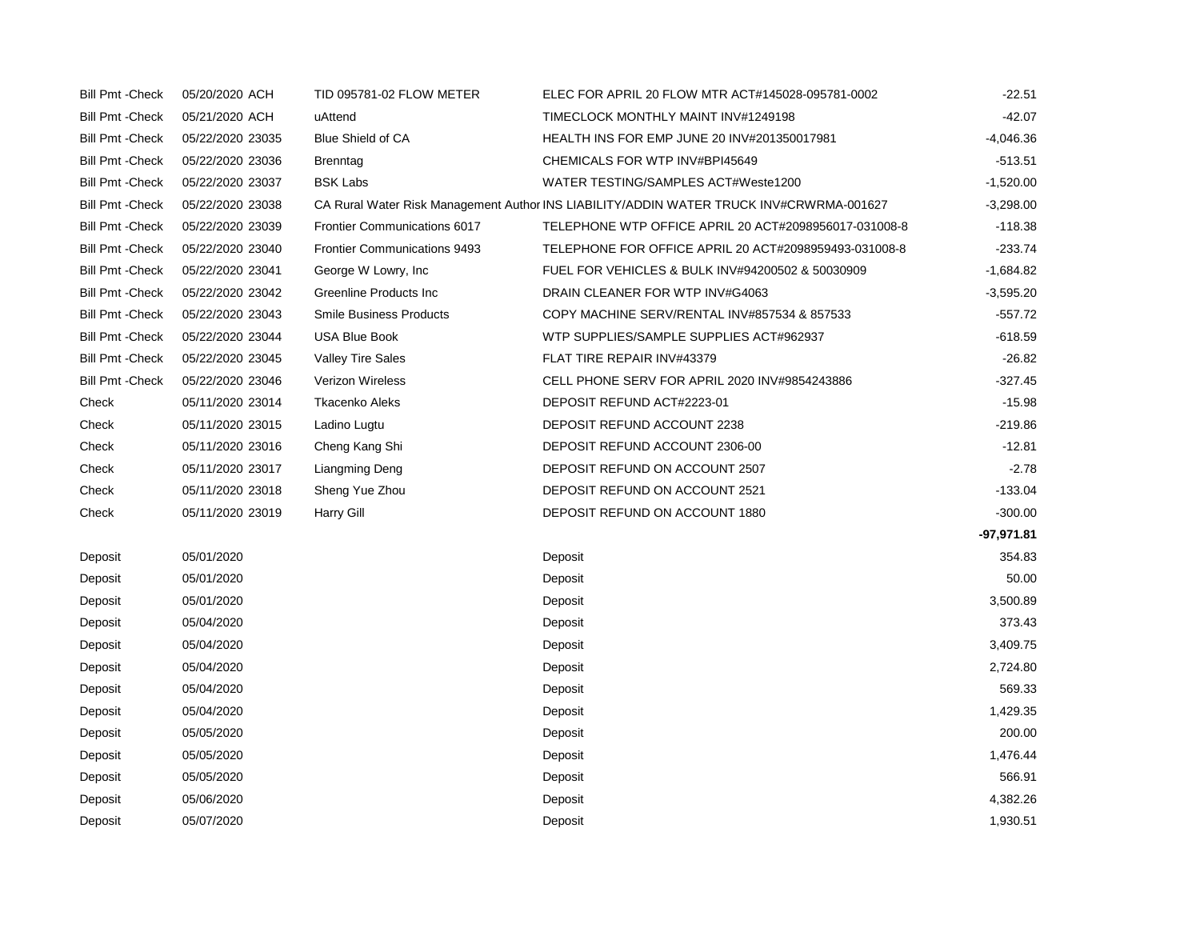| | | | | |
|---|---|---|---|---|
| Bill Pmt -Check | 05/20/2020 ACH | TID 095781-02 FLOW METER | ELEC FOR APRIL 20 FLOW MTR ACT#145028-095781-0002 | -22.51 |
| Bill Pmt -Check | 05/21/2020 ACH | uAttend | TIMECLOCK MONTHLY MAINT INV#1249198 | -42.07 |
| Bill Pmt -Check | 05/22/2020 23035 | Blue Shield of CA | HEALTH INS FOR EMP JUNE 20 INV#201350017981 | -4,046.36 |
| Bill Pmt -Check | 05/22/2020 23036 | Brenntag | CHEMICALS FOR WTP INV#BPI45649 | -513.51 |
| Bill Pmt -Check | 05/22/2020 23037 | BSK Labs | WATER TESTING/SAMPLES ACT#Weste1200 | -1,520.00 |
| Bill Pmt -Check | 05/22/2020 23038 | CA Rural Water Risk Management Author | INS LIABILITY/ADDIN WATER TRUCK INV#CRWRMA-001627 | -3,298.00 |
| Bill Pmt -Check | 05/22/2020 23039 | Frontier Communications 6017 | TELEPHONE WTP OFFICE APRIL 20 ACT#2098956017-031008-8 | -118.38 |
| Bill Pmt -Check | 05/22/2020 23040 | Frontier Communications 9493 | TELEPHONE FOR OFFICE APRIL 20 ACT#2098959493-031008-8 | -233.74 |
| Bill Pmt -Check | 05/22/2020 23041 | George W Lowry, Inc | FUEL FOR VEHICLES & BULK INV#94200502 & 50030909 | -1,684.82 |
| Bill Pmt -Check | 05/22/2020 23042 | Greenline Products Inc | DRAIN CLEANER FOR WTP INV#G4063 | -3,595.20 |
| Bill Pmt -Check | 05/22/2020 23043 | Smile Business Products | COPY MACHINE SERV/RENTAL INV#857534 & 857533 | -557.72 |
| Bill Pmt -Check | 05/22/2020 23044 | USA Blue Book | WTP SUPPLIES/SAMPLE SUPPLIES ACT#962937 | -618.59 |
| Bill Pmt -Check | 05/22/2020 23045 | Valley Tire Sales | FLAT TIRE REPAIR INV#43379 | -26.82 |
| Bill Pmt -Check | 05/22/2020 23046 | Verizon Wireless | CELL PHONE SERV FOR APRIL 2020 INV#9854243886 | -327.45 |
| Check | 05/11/2020 23014 | Tkacenko Aleks | DEPOSIT REFUND ACT#2223-01 | -15.98 |
| Check | 05/11/2020 23015 | Ladino Lugtu | DEPOSIT REFUND ACCOUNT 2238 | -219.86 |
| Check | 05/11/2020 23016 | Cheng Kang Shi | DEPOSIT REFUND ACCOUNT 2306-00 | -12.81 |
| Check | 05/11/2020 23017 | Liangming Deng | DEPOSIT REFUND ON ACCOUNT 2507 | -2.78 |
| Check | 05/11/2020 23018 | Sheng Yue Zhou | DEPOSIT REFUND ON ACCOUNT 2521 | -133.04 |
| Check | 05/11/2020 23019 | Harry Gill | DEPOSIT REFUND ON ACCOUNT 1880 | -300.00 |
| | | | | **-97,971.81** |
| Deposit | 05/01/2020 | | Deposit | 354.83 |
| Deposit | 05/01/2020 | | Deposit | 50.00 |
| Deposit | 05/01/2020 | | Deposit | 3,500.89 |
| Deposit | 05/04/2020 | | Deposit | 373.43 |
| Deposit | 05/04/2020 | | Deposit | 3,409.75 |
| Deposit | 05/04/2020 | | Deposit | 2,724.80 |
| Deposit | 05/04/2020 | | Deposit | 569.33 |
| Deposit | 05/04/2020 | | Deposit | 1,429.35 |
| Deposit | 05/05/2020 | | Deposit | 200.00 |
| Deposit | 05/05/2020 | | Deposit | 1,476.44 |
| Deposit | 05/05/2020 | | Deposit | 566.91 |
| Deposit | 05/06/2020 | | Deposit | 4,382.26 |
| Deposit | 05/07/2020 | | Deposit | 1,930.51 |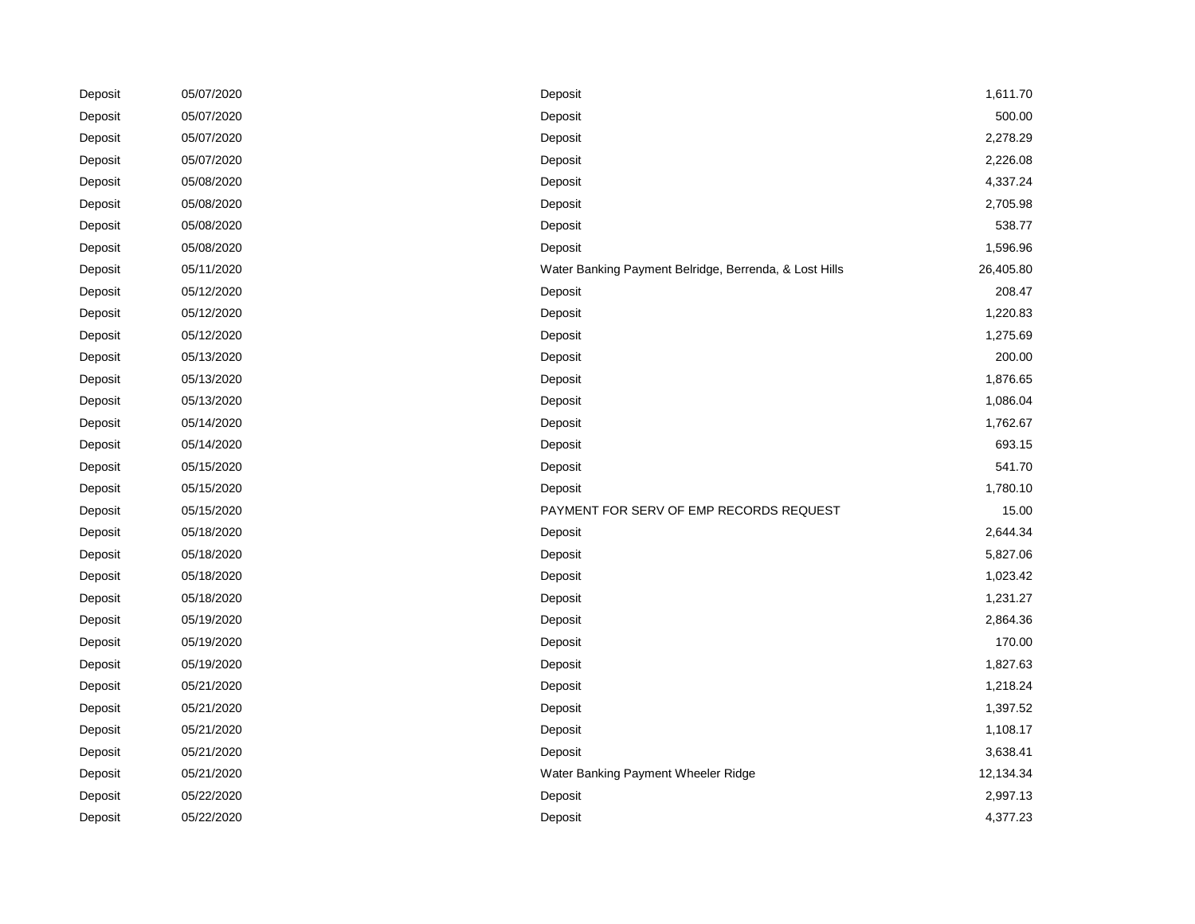| | | | |
|---|---|---|---|
| Deposit | 05/07/2020 | Deposit | 1,611.70 |
| Deposit | 05/07/2020 | Deposit | 500.00 |
| Deposit | 05/07/2020 | Deposit | 2,278.29 |
| Deposit | 05/07/2020 | Deposit | 2,226.08 |
| Deposit | 05/08/2020 | Deposit | 4,337.24 |
| Deposit | 05/08/2020 | Deposit | 2,705.98 |
| Deposit | 05/08/2020 | Deposit | 538.77 |
| Deposit | 05/08/2020 | Deposit | 1,596.96 |
| Deposit | 05/11/2020 | Water Banking Payment Belridge, Berrenda, & Lost Hills | 26,405.80 |
| Deposit | 05/12/2020 | Deposit | 208.47 |
| Deposit | 05/12/2020 | Deposit | 1,220.83 |
| Deposit | 05/12/2020 | Deposit | 1,275.69 |
| Deposit | 05/13/2020 | Deposit | 200.00 |
| Deposit | 05/13/2020 | Deposit | 1,876.65 |
| Deposit | 05/13/2020 | Deposit | 1,086.04 |
| Deposit | 05/14/2020 | Deposit | 1,762.67 |
| Deposit | 05/14/2020 | Deposit | 693.15 |
| Deposit | 05/15/2020 | Deposit | 541.70 |
| Deposit | 05/15/2020 | Deposit | 1,780.10 |
| Deposit | 05/15/2020 | PAYMENT FOR SERV OF EMP RECORDS REQUEST | 15.00 |
| Deposit | 05/18/2020 | Deposit | 2,644.34 |
| Deposit | 05/18/2020 | Deposit | 5,827.06 |
| Deposit | 05/18/2020 | Deposit | 1,023.42 |
| Deposit | 05/18/2020 | Deposit | 1,231.27 |
| Deposit | 05/19/2020 | Deposit | 2,864.36 |
| Deposit | 05/19/2020 | Deposit | 170.00 |
| Deposit | 05/19/2020 | Deposit | 1,827.63 |
| Deposit | 05/21/2020 | Deposit | 1,218.24 |
| Deposit | 05/21/2020 | Deposit | 1,397.52 |
| Deposit | 05/21/2020 | Deposit | 1,108.17 |
| Deposit | 05/21/2020 | Deposit | 3,638.41 |
| Deposit | 05/21/2020 | Water Banking Payment Wheeler Ridge | 12,134.34 |
| Deposit | 05/22/2020 | Deposit | 2,997.13 |
| Deposit | 05/22/2020 | Deposit | 4,377.23 |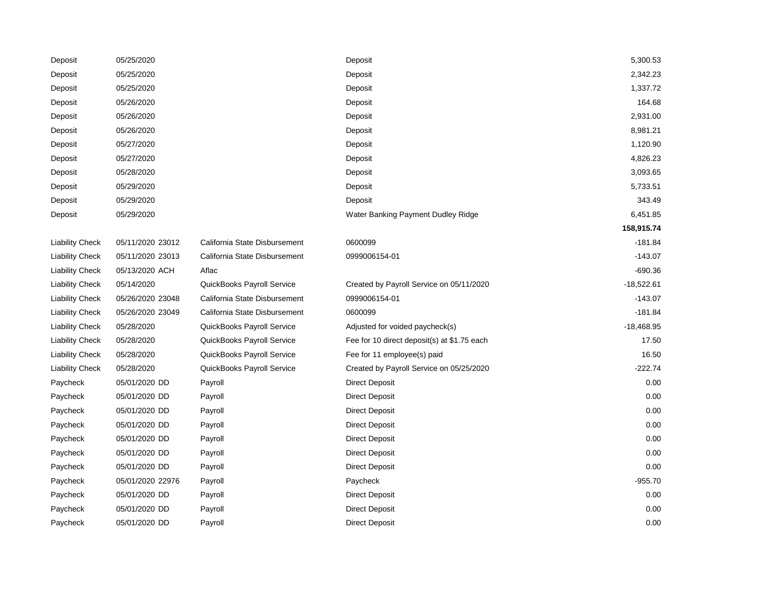| | | | | |
|---|---|---|---|---|
| Deposit | 05/25/2020 | | Deposit | 5,300.53 |
| Deposit | 05/25/2020 | | Deposit | 2,342.23 |
| Deposit | 05/25/2020 | | Deposit | 1,337.72 |
| Deposit | 05/26/2020 | | Deposit | 164.68 |
| Deposit | 05/26/2020 | | Deposit | 2,931.00 |
| Deposit | 05/26/2020 | | Deposit | 8,981.21 |
| Deposit | 05/27/2020 | | Deposit | 1,120.90 |
| Deposit | 05/27/2020 | | Deposit | 4,826.23 |
| Deposit | 05/28/2020 | | Deposit | 3,093.65 |
| Deposit | 05/29/2020 | | Deposit | 5,733.51 |
| Deposit | 05/29/2020 | | Deposit | 343.49 |
| Deposit | 05/29/2020 | | Water Banking Payment Dudley Ridge | 6,451.85 |
| | | | | **158,915.74** |
| Liability Check | 05/11/2020 23012 | California State Disbursement | 0600099 | -181.84 |
| Liability Check | 05/11/2020 23013 | California State Disbursement | 0999006154-01 | -143.07 |
| Liability Check | 05/13/2020 ACH | Aflac | | -690.36 |
| Liability Check | 05/14/2020 | QuickBooks Payroll Service | Created by Payroll Service on 05/11/2020 | -18,522.61 |
| Liability Check | 05/26/2020 23048 | California State Disbursement | 0999006154-01 | -143.07 |
| Liability Check | 05/26/2020 23049 | California State Disbursement | 0600099 | -181.84 |
| Liability Check | 05/28/2020 | QuickBooks Payroll Service | Adjusted for voided paycheck(s) | -18,468.95 |
| Liability Check | 05/28/2020 | QuickBooks Payroll Service | Fee for 10 direct deposit(s) at $1.75 each | 17.50 |
| Liability Check | 05/28/2020 | QuickBooks Payroll Service | Fee for 11 employee(s) paid | 16.50 |
| Liability Check | 05/28/2020 | QuickBooks Payroll Service | Created by Payroll Service on 05/25/2020 | -222.74 |
| Paycheck | 05/01/2020 DD | Payroll | Direct Deposit | 0.00 |
| Paycheck | 05/01/2020 DD | Payroll | Direct Deposit | 0.00 |
| Paycheck | 05/01/2020 DD | Payroll | Direct Deposit | 0.00 |
| Paycheck | 05/01/2020 DD | Payroll | Direct Deposit | 0.00 |
| Paycheck | 05/01/2020 DD | Payroll | Direct Deposit | 0.00 |
| Paycheck | 05/01/2020 DD | Payroll | Direct Deposit | 0.00 |
| Paycheck | 05/01/2020 DD | Payroll | Direct Deposit | 0.00 |
| Paycheck | 05/01/2020 22976 | Payroll | Paycheck | -955.70 |
| Paycheck | 05/01/2020 DD | Payroll | Direct Deposit | 0.00 |
| Paycheck | 05/01/2020 DD | Payroll | Direct Deposit | 0.00 |
| Paycheck | 05/01/2020 DD | Payroll | Direct Deposit | 0.00 |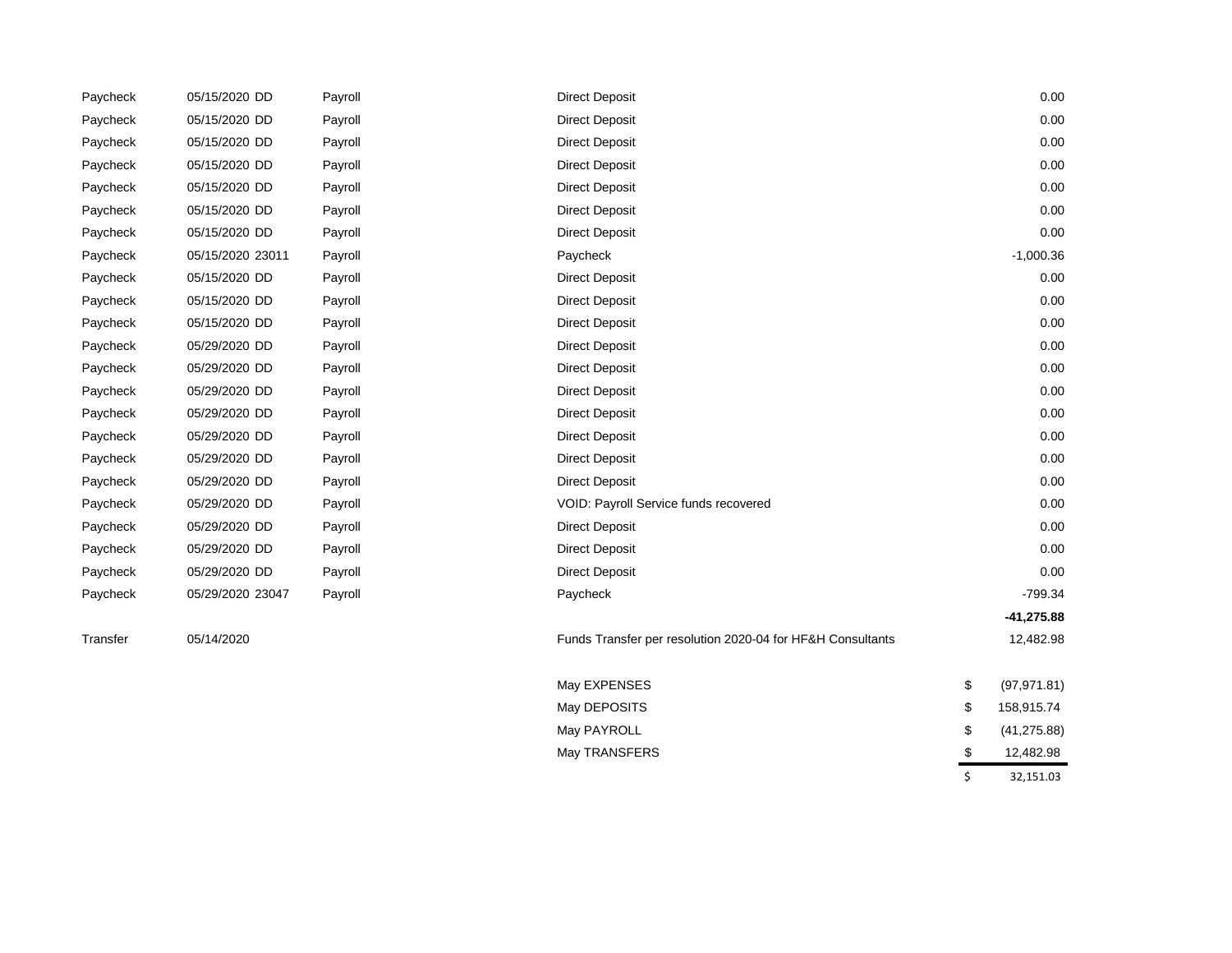| | | | | | |
|---|---|---|---|---|---|
| Paycheck | 05/15/2020 | DD | Payroll | Direct Deposit | 0.00 |
| Paycheck | 05/15/2020 | DD | Payroll | Direct Deposit | 0.00 |
| Paycheck | 05/15/2020 | DD | Payroll | Direct Deposit | 0.00 |
| Paycheck | 05/15/2020 | DD | Payroll | Direct Deposit | 0.00 |
| Paycheck | 05/15/2020 | DD | Payroll | Direct Deposit | 0.00 |
| Paycheck | 05/15/2020 | DD | Payroll | Direct Deposit | 0.00 |
| Paycheck | 05/15/2020 | DD | Payroll | Direct Deposit | 0.00 |
| Paycheck | 05/15/2020 | 23011 | Payroll | Paycheck | -1,000.36 |
| Paycheck | 05/15/2020 | DD | Payroll | Direct Deposit | 0.00 |
| Paycheck | 05/15/2020 | DD | Payroll | Direct Deposit | 0.00 |
| Paycheck | 05/15/2020 | DD | Payroll | Direct Deposit | 0.00 |
| Paycheck | 05/29/2020 | DD | Payroll | Direct Deposit | 0.00 |
| Paycheck | 05/29/2020 | DD | Payroll | Direct Deposit | 0.00 |
| Paycheck | 05/29/2020 | DD | Payroll | Direct Deposit | 0.00 |
| Paycheck | 05/29/2020 | DD | Payroll | Direct Deposit | 0.00 |
| Paycheck | 05/29/2020 | DD | Payroll | Direct Deposit | 0.00 |
| Paycheck | 05/29/2020 | DD | Payroll | Direct Deposit | 0.00 |
| Paycheck | 05/29/2020 | DD | Payroll | Direct Deposit | 0.00 |
| Paycheck | 05/29/2020 | DD | Payroll | VOID: Payroll Service funds recovered | 0.00 |
| Paycheck | 05/29/2020 | DD | Payroll | Direct Deposit | 0.00 |
| Paycheck | 05/29/2020 | DD | Payroll | Direct Deposit | 0.00 |
| Paycheck | 05/29/2020 | DD | Payroll | Direct Deposit | 0.00 |
| Paycheck | 05/29/2020 | 23047 | Payroll | Paycheck | -799.34 |
| | | | | | **-41,275.88** |
| Transfer | 05/14/2020 | | | Funds Transfer per resolution 2020-04 for HF&H Consultants | 12,482.98 |

| | | |
|---|---|---|
| May EXPENSES | $ | (97,971.81) |
| May DEPOSITS | $ | 158,915.74 |
| May PAYROLL | $ | (41,275.88) |
| May TRANSFERS | $ | 12,482.98 |
| | $ | 32,151.03 |